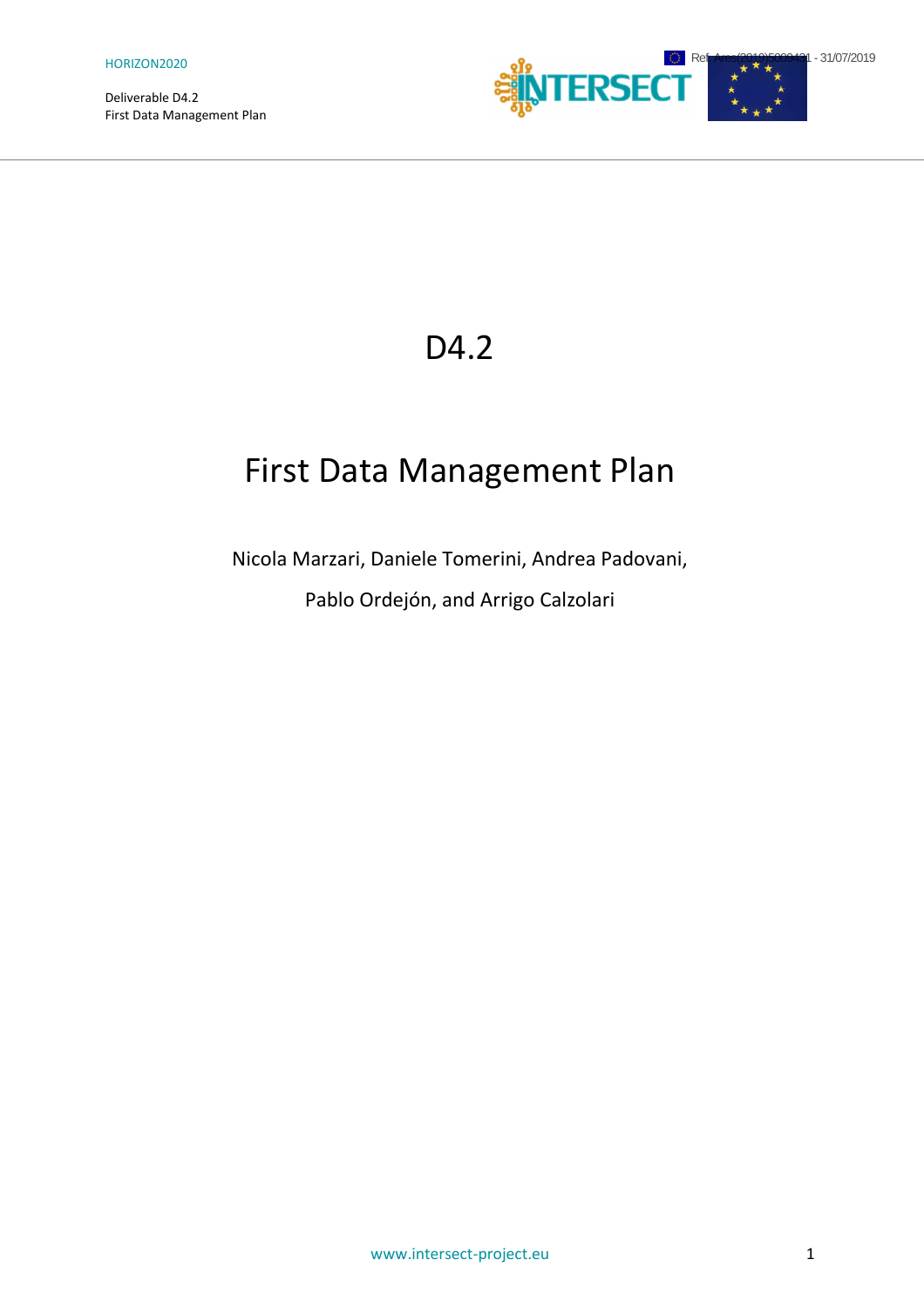# D4.2

# First Data Management Plan

Nicola Marzari, Daniele Tomerini, Andrea Padovani,

Pablo Ordejón, and Arrigo Calzolari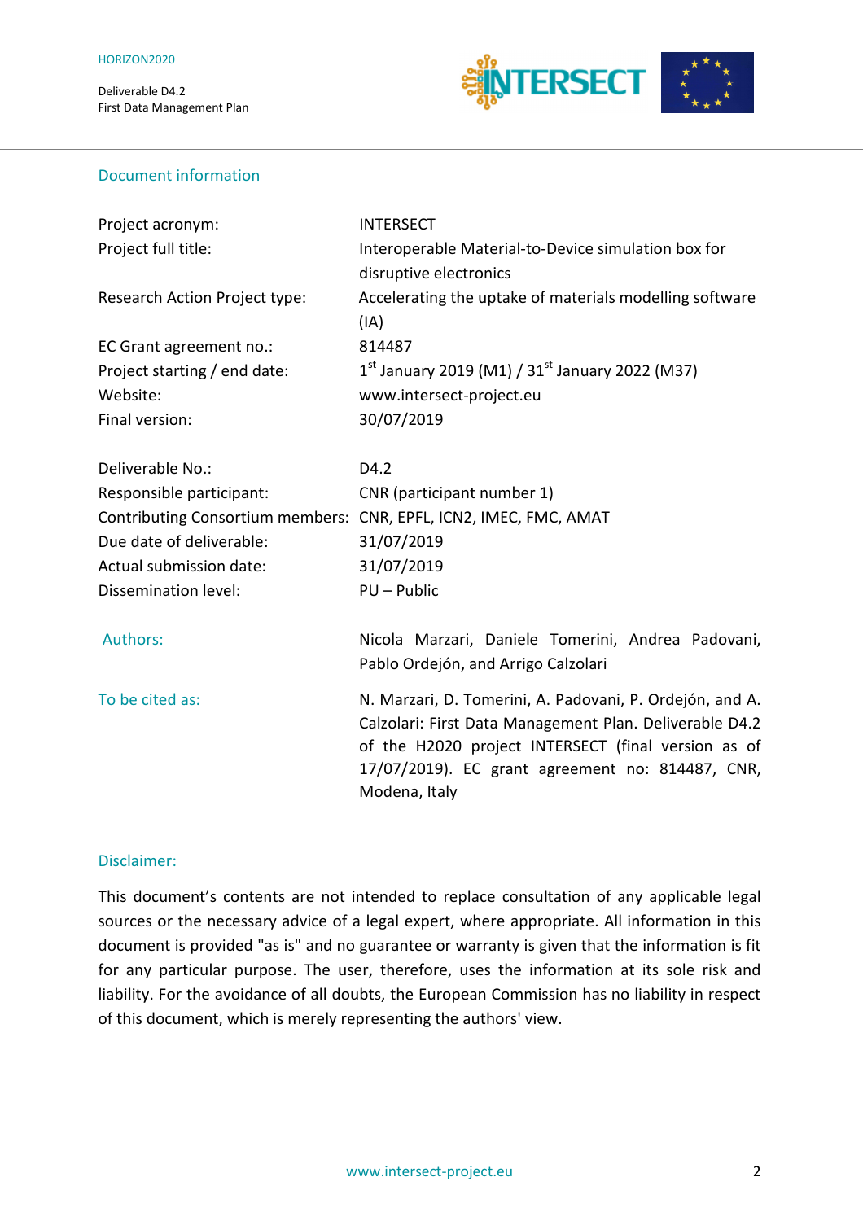## Document information

| | |
|---|---|
| Project acronym: | INTERSECT |
| Project full title: | Interoperable Material-to-Device simulation box for disruptive electronics |
| Research Action Project type: | Accelerating the uptake of materials modelling software (IA) |
| EC Grant agreement no.: | 814487 |
| Project starting / end date: | 1st January 2019 (M1) / 31st January 2022 (M37) |
| Website: | www.intersect-project.eu |
| Final version: | 30/07/2019 |
| | |
| Deliverable No.: | D4.2 |
| Responsible participant: | CNR (participant number 1) |
| Contributing Consortium members: | CNR, EPFL, ICN2, IMEC, FMC, AMAT |
| Due date of deliverable: | 31/07/2019 |
| Actual submission date: | 31/07/2019 |
| Dissemination level: | PU – Public |

**Authors:** Nicola Marzari, Daniele Tomerini, Andrea Padovani, Pablo Ordejón, and Arrigo Calzolari

**To be cited as:** N. Marzari, D. Tomerini, A. Padovani, P. Ordejón, and A. Calzolari: First Data Management Plan. Deliverable D4.2 of the H2020 project INTERSECT (final version as of 17/07/2019). EC grant agreement no: 814487, CNR, Modena, Italy

## Disclaimer:

This document's contents are not intended to replace consultation of any applicable legal sources or the necessary advice of a legal expert, where appropriate. All information in this document is provided "as is" and no guarantee or warranty is given that the information is fit for any particular purpose. The user, therefore, uses the information at its sole risk and liability. For the avoidance of all doubts, the European Commission has no liability in respect of this document, which is merely representing the authors' view.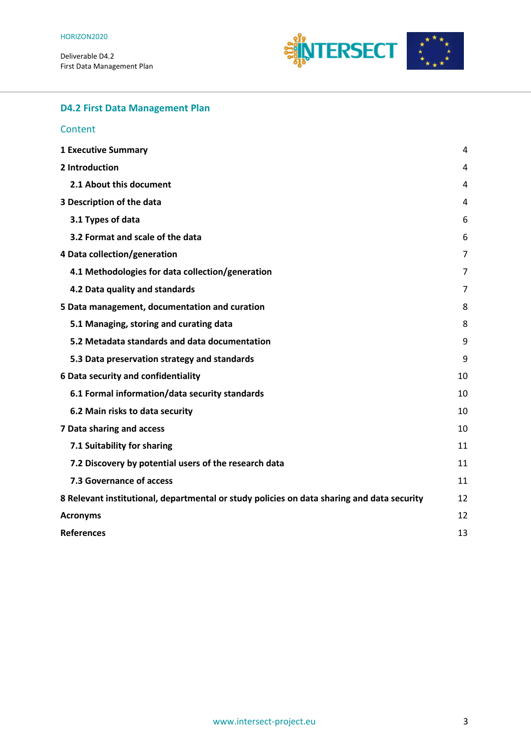## D4.2 First Data Management Plan

### Content

| | |
|---|---|
| **1 Executive Summary** | 4 |
| **2 Introduction** | 4 |
| **2.1 About this document** | 4 |
| **3 Description of the data** | 4 |
| **3.1 Types of data** | 6 |
| **3.2 Format and scale of the data** | 6 |
| **4 Data collection/generation** | 7 |
| **4.1 Methodologies for data collection/generation** | 7 |
| **4.2 Data quality and standards** | 7 |
| **5 Data management, documentation and curation** | 8 |
| **5.1 Managing, storing and curating data** | 8 |
| **5.2 Metadata standards and data documentation** | 9 |
| **5.3 Data preservation strategy and standards** | 9 |
| **6 Data security and confidentiality** | 10 |
| **6.1 Formal information/data security standards** | 10 |
| **6.2 Main risks to data security** | 10 |
| **7 Data sharing and access** | 10 |
| **7.1 Suitability for sharing** | 11 |
| **7.2 Discovery by potential users of the research data** | 11 |
| **7.3 Governance of access** | 11 |
| **8 Relevant institutional, departmental or study policies on data sharing and data security** | 12 |
| **Acronyms** | 12 |
| **References** | 13 |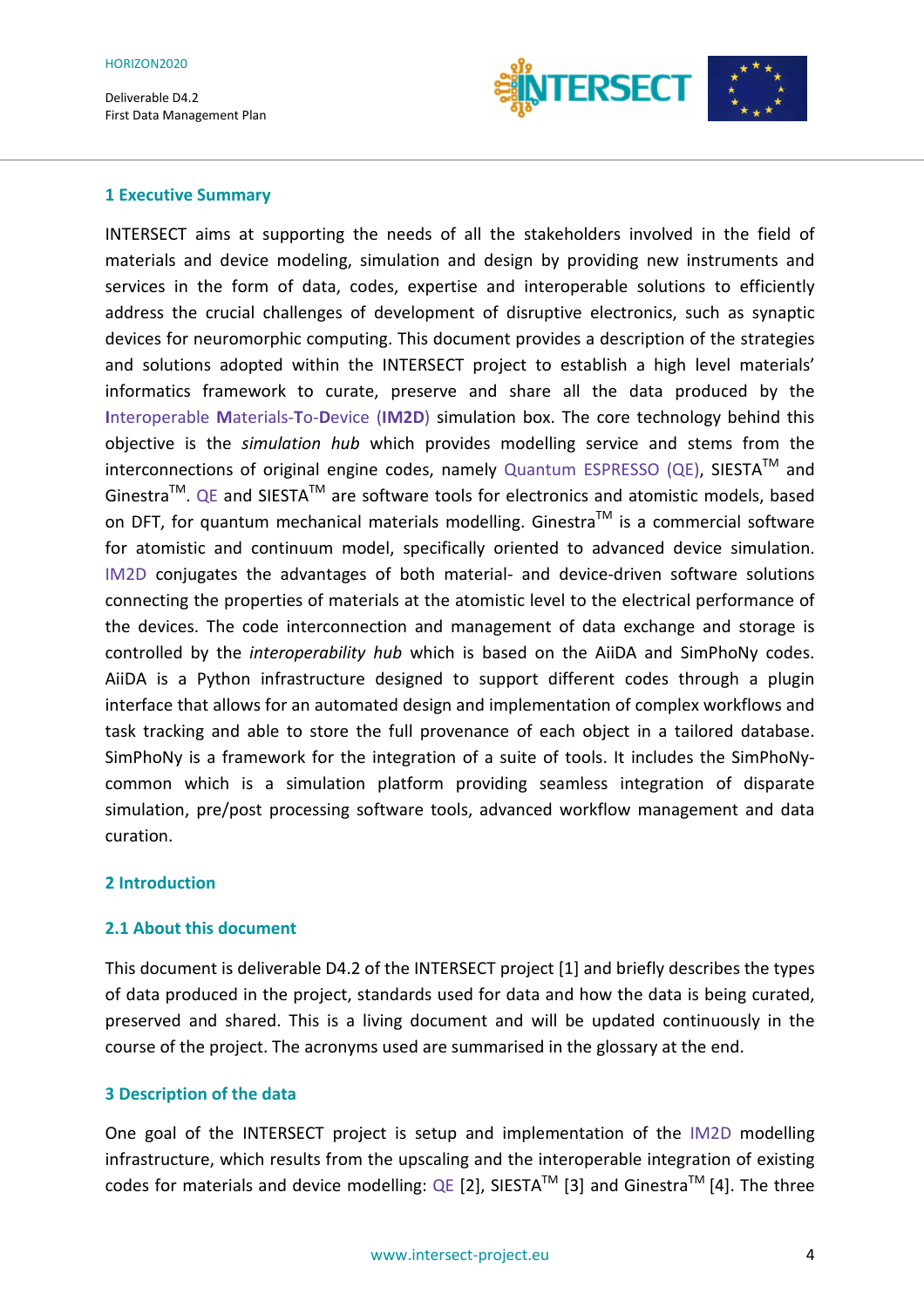## 1 Executive Summary

INTERSECT aims at supporting the needs of all the stakeholders involved in the field of materials and device modeling, simulation and design by providing new instruments and services in the form of data, codes, expertise and interoperable solutions to efficiently address the crucial challenges of development of disruptive electronics, such as synaptic devices for neuromorphic computing. This document provides a description of the strategies and solutions adopted within the INTERSECT project to establish a high level materials' informatics framework to curate, preserve and share all the data produced by the **I**nteroperable **M**aterials-**T**o-**D**evice (**IM2D**) simulation box. The core technology behind this objective is the *simulation hub* which provides modelling service and stems from the interconnections of original engine codes, namely Quantum ESPRESSO (QE), SIESTA™ and Ginestra™. QE and SIESTA™ are software tools for electronics and atomistic models, based on DFT, for quantum mechanical materials modelling. Ginestra™ is a commercial software for atomistic and continuum model, specifically oriented to advanced device simulation. IM2D conjugates the advantages of both material- and device-driven software solutions connecting the properties of materials at the atomistic level to the electrical performance of the devices. The code interconnection and management of data exchange and storage is controlled by the *interoperability hub* which is based on the AiiDA and SimPhoNy codes. AiiDA is a Python infrastructure designed to support different codes through a plugin interface that allows for an automated design and implementation of complex workflows and task tracking and able to store the full provenance of each object in a tailored database. SimPhoNy is a framework for the integration of a suite of tools. It includes the SimPhoNy-common which is a simulation platform providing seamless integration of disparate simulation, pre/post processing software tools, advanced workflow management and data curation.

## 2 Introduction

### 2.1 About this document

This document is deliverable D4.2 of the INTERSECT project [1] and briefly describes the types of data produced in the project, standards used for data and how the data is being curated, preserved and shared. This is a living document and will be updated continuously in the course of the project. The acronyms used are summarised in the glossary at the end.

## 3 Description of the data

One goal of the INTERSECT project is setup and implementation of the IM2D modelling infrastructure, which results from the upscaling and the interoperable integration of existing codes for materials and device modelling: QE [2], SIESTA™ [3] and Ginestra™ [4]. The three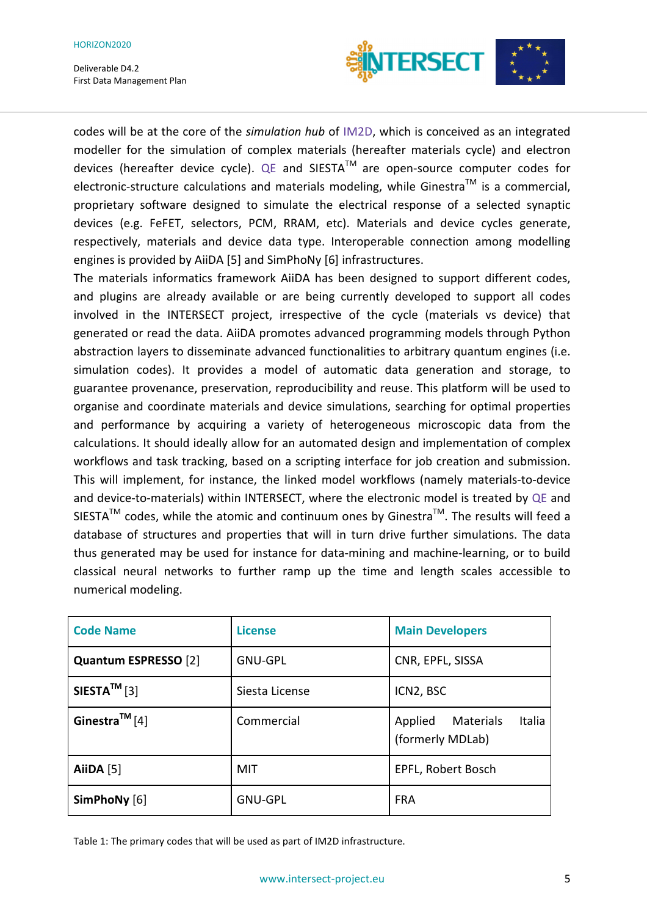codes will be at the core of the *simulation hub* of IM2D, which is conceived as an integrated modeller for the simulation of complex materials (hereafter materials cycle) and electron devices (hereafter device cycle). QE and SIESTA™ are open-source computer codes for electronic-structure calculations and materials modeling, while Ginestra™ is a commercial, proprietary software designed to simulate the electrical response of a selected synaptic devices (e.g. FeFET, selectors, PCM, RRAM, etc). Materials and device cycles generate, respectively, materials and device data type. Interoperable connection among modelling engines is provided by AiiDA [5] and SimPhoNy [6] infrastructures.

The materials informatics framework AiiDA has been designed to support different codes, and plugins are already available or are being currently developed to support all codes involved in the INTERSECT project, irrespective of the cycle (materials vs device) that generated or read the data. AiiDA promotes advanced programming models through Python abstraction layers to disseminate advanced functionalities to arbitrary quantum engines (i.e. simulation codes). It provides a model of automatic data generation and storage, to guarantee provenance, preservation, reproducibility and reuse. This platform will be used to organise and coordinate materials and device simulations, searching for optimal properties and performance by acquiring a variety of heterogeneous microscopic data from the calculations. It should ideally allow for an automated design and implementation of complex workflows and task tracking, based on a scripting interface for job creation and submission. This will implement, for instance, the linked model workflows (namely materials-to-device and device-to-materials) within INTERSECT, where the electronic model is treated by QE and SIESTA™ codes, while the atomic and continuum ones by Ginestra™. The results will feed a database of structures and properties that will in turn drive further simulations. The data thus generated may be used for instance for data-mining and machine-learning, or to build classical neural networks to further ramp up the time and length scales accessible to numerical modeling.

| Code Name | License | Main Developers |
|---|---|---|
| **Quantum ESPRESSO** [2] | GNU-GPL | CNR, EPFL, SISSA |
| **SIESTA™** [3] | Siesta License | ICN2, BSC |
| **Ginestra™** [4] | Commercial | Applied Materials Italia (formerly MDLab) |
| **AiiDA** [5] | MIT | EPFL, Robert Bosch |
| **SimPhoNy** [6] | GNU-GPL | FRA |

Table 1: The primary codes that will be used as part of IM2D infrastructure.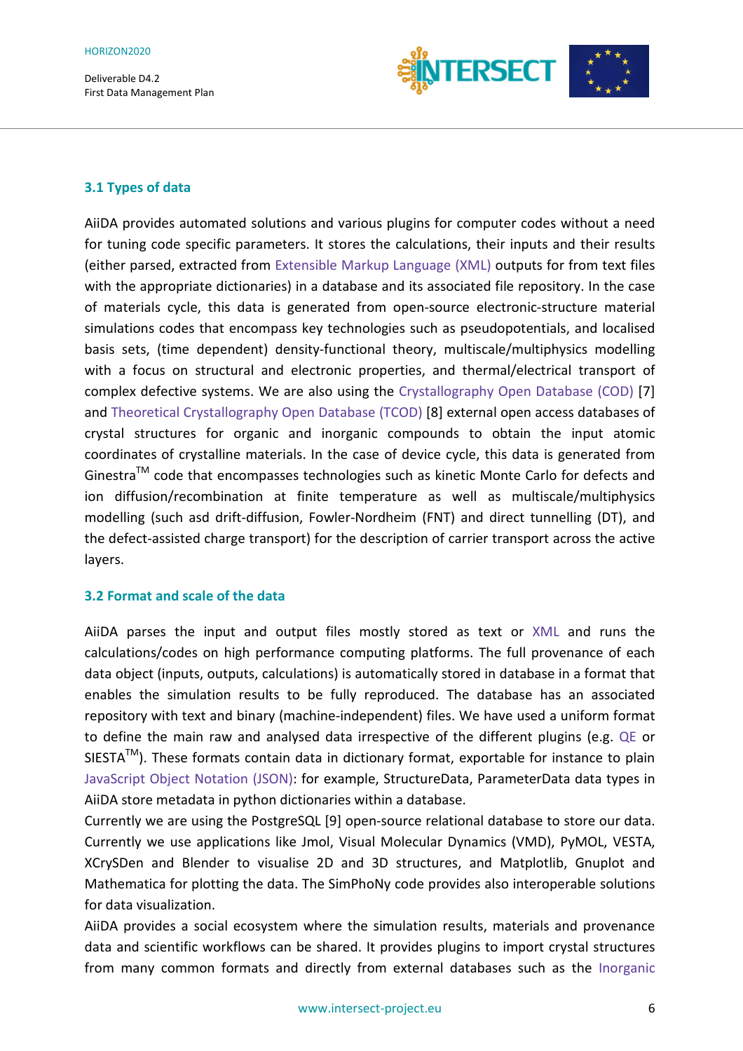### 3.1 Types of data

AiiDA provides automated solutions and various plugins for computer codes without a need for tuning code specific parameters. It stores the calculations, their inputs and their results (either parsed, extracted from Extensible Markup Language (XML) outputs for from text files with the appropriate dictionaries) in a database and its associated file repository. In the case of materials cycle, this data is generated from open-source electronic-structure material simulations codes that encompass key technologies such as pseudopotentials, and localised basis sets, (time dependent) density-functional theory, multiscale/multiphysics modelling with a focus on structural and electronic properties, and thermal/electrical transport of complex defective systems. We are also using the Crystallography Open Database (COD) [7] and Theoretical Crystallography Open Database (TCOD) [8] external open access databases of crystal structures for organic and inorganic compounds to obtain the input atomic coordinates of crystalline materials. In the case of device cycle, this data is generated from Ginestra™ code that encompasses technologies such as kinetic Monte Carlo for defects and ion diffusion/recombination at finite temperature as well as multiscale/multiphysics modelling (such asd drift-diffusion, Fowler-Nordheim (FNT) and direct tunnelling (DT), and the defect-assisted charge transport) for the description of carrier transport across the active layers.

### 3.2 Format and scale of the data

AiiDA parses the input and output files mostly stored as text or XML and runs the calculations/codes on high performance computing platforms. The full provenance of each data object (inputs, outputs, calculations) is automatically stored in database in a format that enables the simulation results to be fully reproduced. The database has an associated repository with text and binary (machine-independent) files. We have used a uniform format to define the main raw and analysed data irrespective of the different plugins (e.g. QE or SIESTA™). These formats contain data in dictionary format, exportable for instance to plain JavaScript Object Notation (JSON): for example, StructureData, ParameterData data types in AiiDA store metadata in python dictionaries within a database.

Currently we are using the PostgreSQL [9] open-source relational database to store our data. Currently we use applications like Jmol, Visual Molecular Dynamics (VMD), PyMOL, VESTA, XCrySDen and Blender to visualise 2D and 3D structures, and Matplotlib, Gnuplot and Mathematica for plotting the data. The SimPhoNy code provides also interoperable solutions for data visualization.

AiiDA provides a social ecosystem where the simulation results, materials and provenance data and scientific workflows can be shared. It provides plugins to import crystal structures from many common formats and directly from external databases such as the Inorganic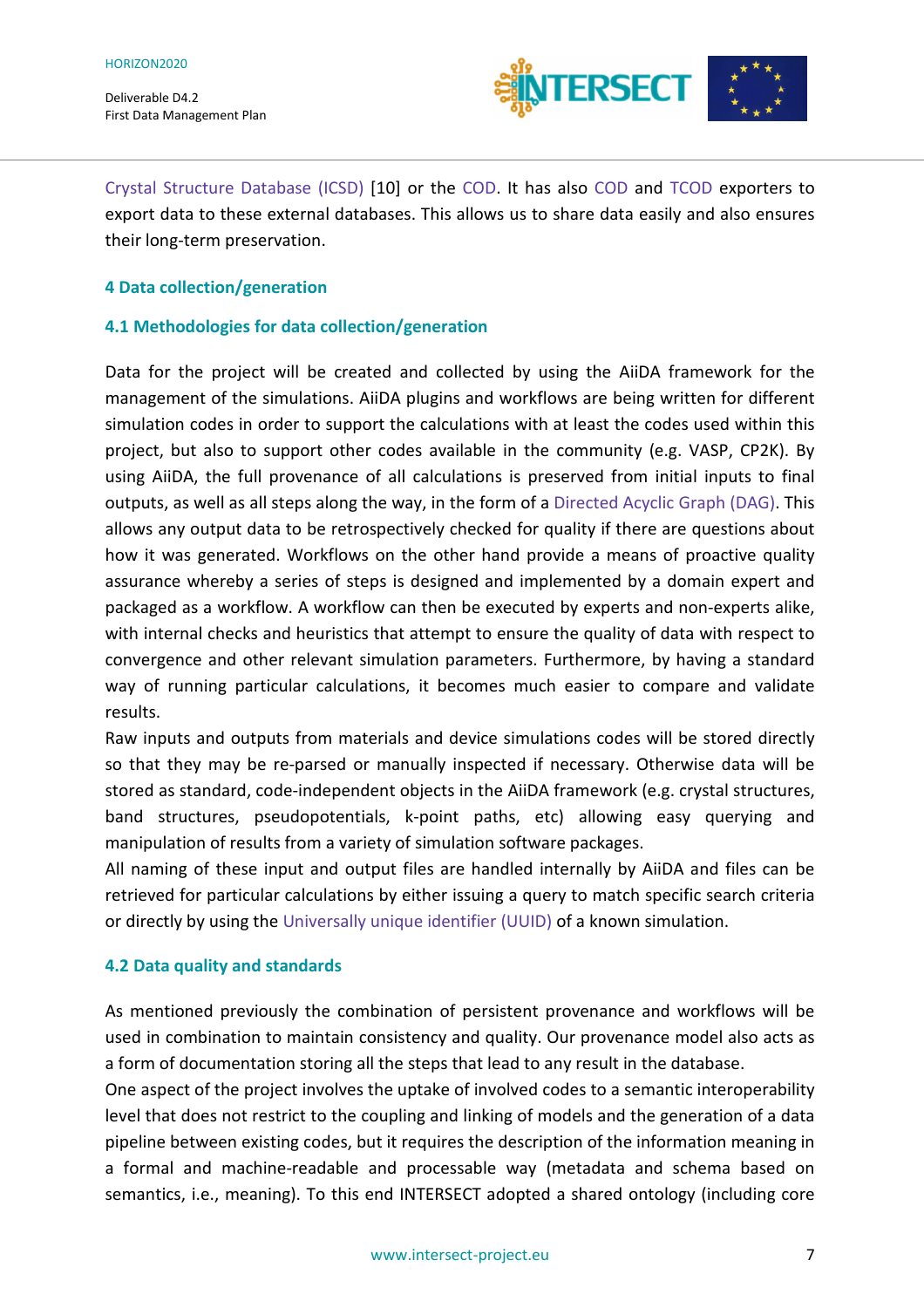Crystal Structure Database (ICSD) [10] or the COD. It has also COD and TCOD exporters to export data to these external databases. This allows us to share data easily and also ensures their long-term preservation.

## 4 Data collection/generation

### 4.1 Methodologies for data collection/generation

Data for the project will be created and collected by using the AiiDA framework for the management of the simulations. AiiDA plugins and workflows are being written for different simulation codes in order to support the calculations with at least the codes used within this project, but also to support other codes available in the community (e.g. VASP, CP2K). By using AiiDA, the full provenance of all calculations is preserved from initial inputs to final outputs, as well as all steps along the way, in the form of a Directed Acyclic Graph (DAG). This allows any output data to be retrospectively checked for quality if there are questions about how it was generated. Workflows on the other hand provide a means of proactive quality assurance whereby a series of steps is designed and implemented by a domain expert and packaged as a workflow. A workflow can then be executed by experts and non-experts alike, with internal checks and heuristics that attempt to ensure the quality of data with respect to convergence and other relevant simulation parameters. Furthermore, by having a standard way of running particular calculations, it becomes much easier to compare and validate results.

Raw inputs and outputs from materials and device simulations codes will be stored directly so that they may be re-parsed or manually inspected if necessary. Otherwise data will be stored as standard, code-independent objects in the AiiDA framework (e.g. crystal structures, band structures, pseudopotentials, k-point paths, etc) allowing easy querying and manipulation of results from a variety of simulation software packages.

All naming of these input and output files are handled internally by AiiDA and files can be retrieved for particular calculations by either issuing a query to match specific search criteria or directly by using the Universally unique identifier (UUID) of a known simulation.

### 4.2 Data quality and standards

As mentioned previously the combination of persistent provenance and workflows will be used in combination to maintain consistency and quality. Our provenance model also acts as a form of documentation storing all the steps that lead to any result in the database.

One aspect of the project involves the uptake of involved codes to a semantic interoperability level that does not restrict to the coupling and linking of models and the generation of a data pipeline between existing codes, but it requires the description of the information meaning in a formal and machine-readable and processable way (metadata and schema based on semantics, i.e., meaning). To this end INTERSECT adopted a shared ontology (including core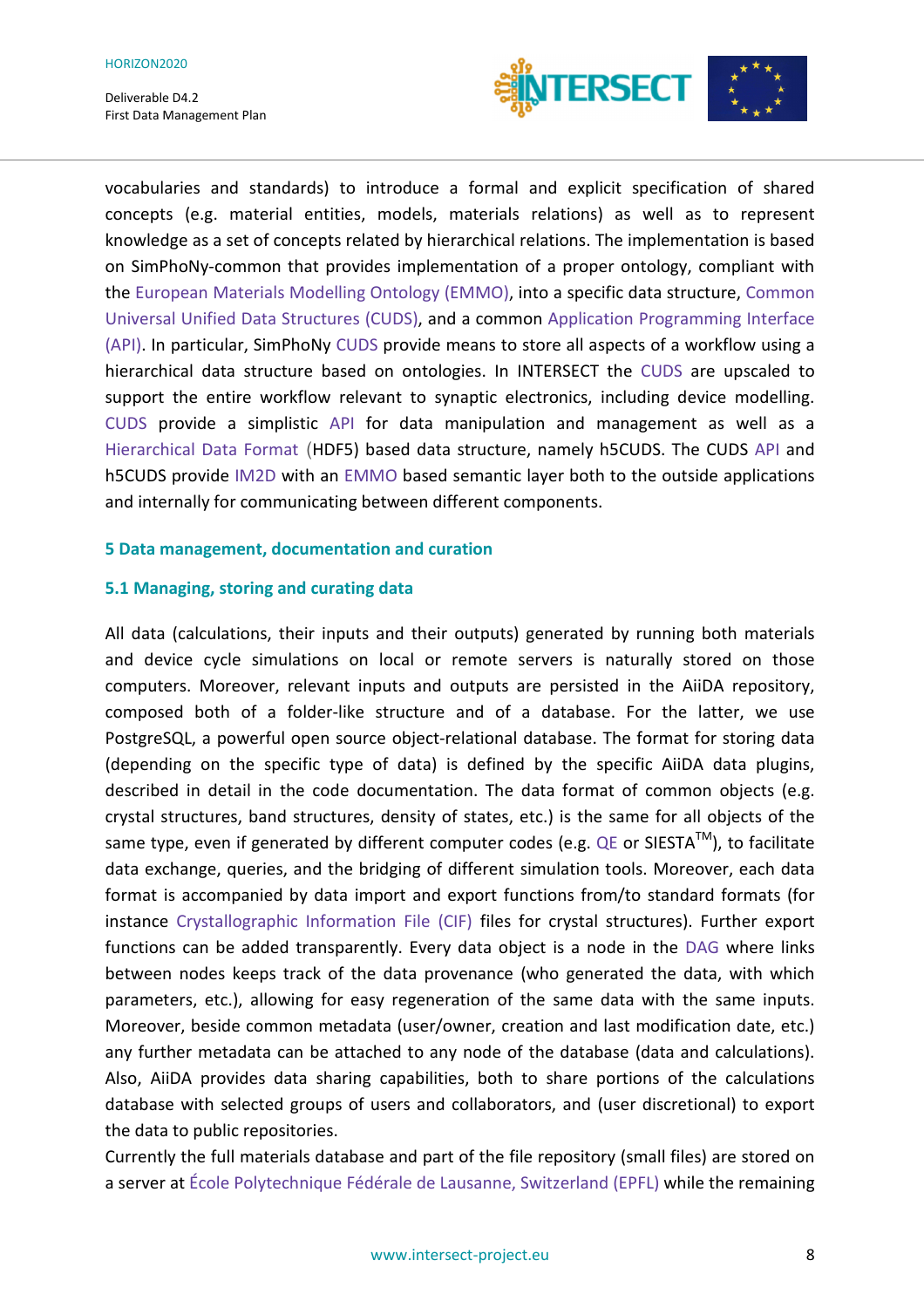vocabularies and standards) to introduce a formal and explicit specification of shared concepts (e.g. material entities, models, materials relations) as well as to represent knowledge as a set of concepts related by hierarchical relations. The implementation is based on SimPhoNy-common that provides implementation of a proper ontology, compliant with the European Materials Modelling Ontology (EMMO), into a specific data structure, Common Universal Unified Data Structures (CUDS), and a common Application Programming Interface (API). In particular, SimPhoNy CUDS provide means to store all aspects of a workflow using a hierarchical data structure based on ontologies. In INTERSECT the CUDS are upscaled to support the entire workflow relevant to synaptic electronics, including device modelling. CUDS provide a simplistic API for data manipulation and management as well as a Hierarchical Data Format (HDF5) based data structure, namely h5CUDS. The CUDS API and h5CUDS provide IM2D with an EMMO based semantic layer both to the outside applications and internally for communicating between different components.

## 5 Data management, documentation and curation

### 5.1 Managing, storing and curating data

All data (calculations, their inputs and their outputs) generated by running both materials and device cycle simulations on local or remote servers is naturally stored on those computers. Moreover, relevant inputs and outputs are persisted in the AiiDA repository, composed both of a folder-like structure and of a database. For the latter, we use PostgreSQL, a powerful open source object-relational database. The format for storing data (depending on the specific type of data) is defined by the specific AiiDA data plugins, described in detail in the code documentation. The data format of common objects (e.g. crystal structures, band structures, density of states, etc.) is the same for all objects of the same type, even if generated by different computer codes (e.g. QE or SIESTA™), to facilitate data exchange, queries, and the bridging of different simulation tools. Moreover, each data format is accompanied by data import and export functions from/to standard formats (for instance Crystallographic Information File (CIF) files for crystal structures). Further export functions can be added transparently. Every data object is a node in the DAG where links between nodes keeps track of the data provenance (who generated the data, with which parameters, etc.), allowing for easy regeneration of the same data with the same inputs. Moreover, beside common metadata (user/owner, creation and last modification date, etc.) any further metadata can be attached to any node of the database (data and calculations). Also, AiiDA provides data sharing capabilities, both to share portions of the calculations database with selected groups of users and collaborators, and (user discretional) to export the data to public repositories.
Currently the full materials database and part of the file repository (small files) are stored on a server at École Polytechnique Fédérale de Lausanne, Switzerland (EPFL) while the remaining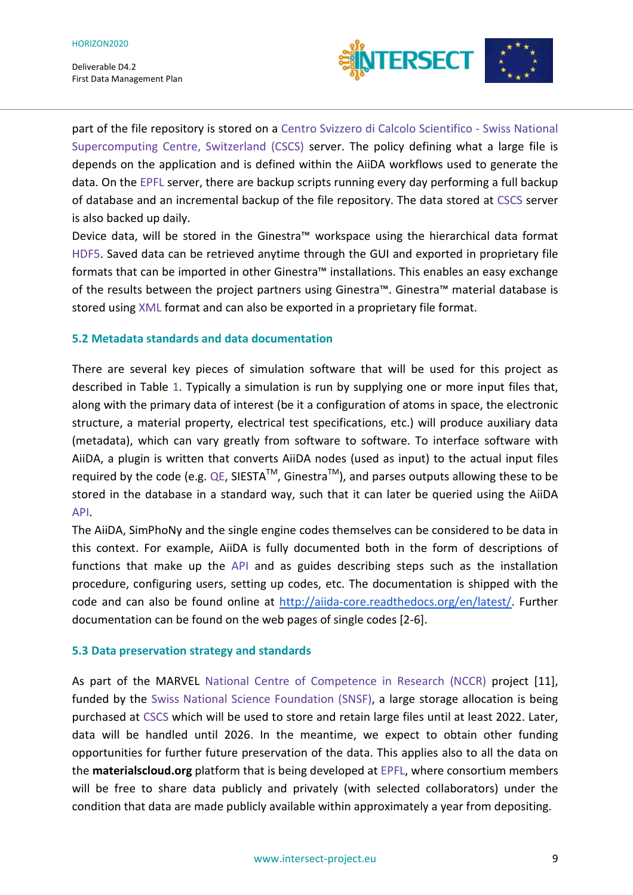part of the file repository is stored on a Centro Svizzero di Calcolo Scientifico - Swiss National Supercomputing Centre, Switzerland (CSCS) server. The policy defining what a large file is depends on the application and is defined within the AiiDA workflows used to generate the data. On the EPFL server, there are backup scripts running every day performing a full backup of database and an incremental backup of the file repository. The data stored at CSCS server is also backed up daily.

Device data, will be stored in the Ginestra™ workspace using the hierarchical data format HDF5. Saved data can be retrieved anytime through the GUI and exported in proprietary file formats that can be imported in other Ginestra™ installations. This enables an easy exchange of the results between the project partners using Ginestra™. Ginestra™ material database is stored using XML format and can also be exported in a proprietary file format.

### 5.2 Metadata standards and data documentation

There are several key pieces of simulation software that will be used for this project as described in Table 1. Typically a simulation is run by supplying one or more input files that, along with the primary data of interest (be it a configuration of atoms in space, the electronic structure, a material property, electrical test specifications, etc.) will produce auxiliary data (metadata), which can vary greatly from software to software. To interface software with AiiDA, a plugin is written that converts AiiDA nodes (used as input) to the actual input files required by the code (e.g. QE, SIESTA™, Ginestra™), and parses outputs allowing these to be stored in the database in a standard way, such that it can later be queried using the AiiDA API.

The AiiDA, SimPhoNy and the single engine codes themselves can be considered to be data in this context. For example, AiiDA is fully documented both in the form of descriptions of functions that make up the API and as guides describing steps such as the installation procedure, configuring users, setting up codes, etc. The documentation is shipped with the code and can also be found online at http://aiida-core.readthedocs.org/en/latest/. Further documentation can be found on the web pages of single codes [2-6].

### 5.3 Data preservation strategy and standards

As part of the MARVEL National Centre of Competence in Research (NCCR) project [11], funded by the Swiss National Science Foundation (SNSF), a large storage allocation is being purchased at CSCS which will be used to store and retain large files until at least 2022. Later, data will be handled until 2026. In the meantime, we expect to obtain other funding opportunities for further future preservation of the data. This applies also to all the data on the **materialscloud.org** platform that is being developed at EPFL, where consortium members will be free to share data publicly and privately (with selected collaborators) under the condition that data are made publicly available within approximately a year from depositing.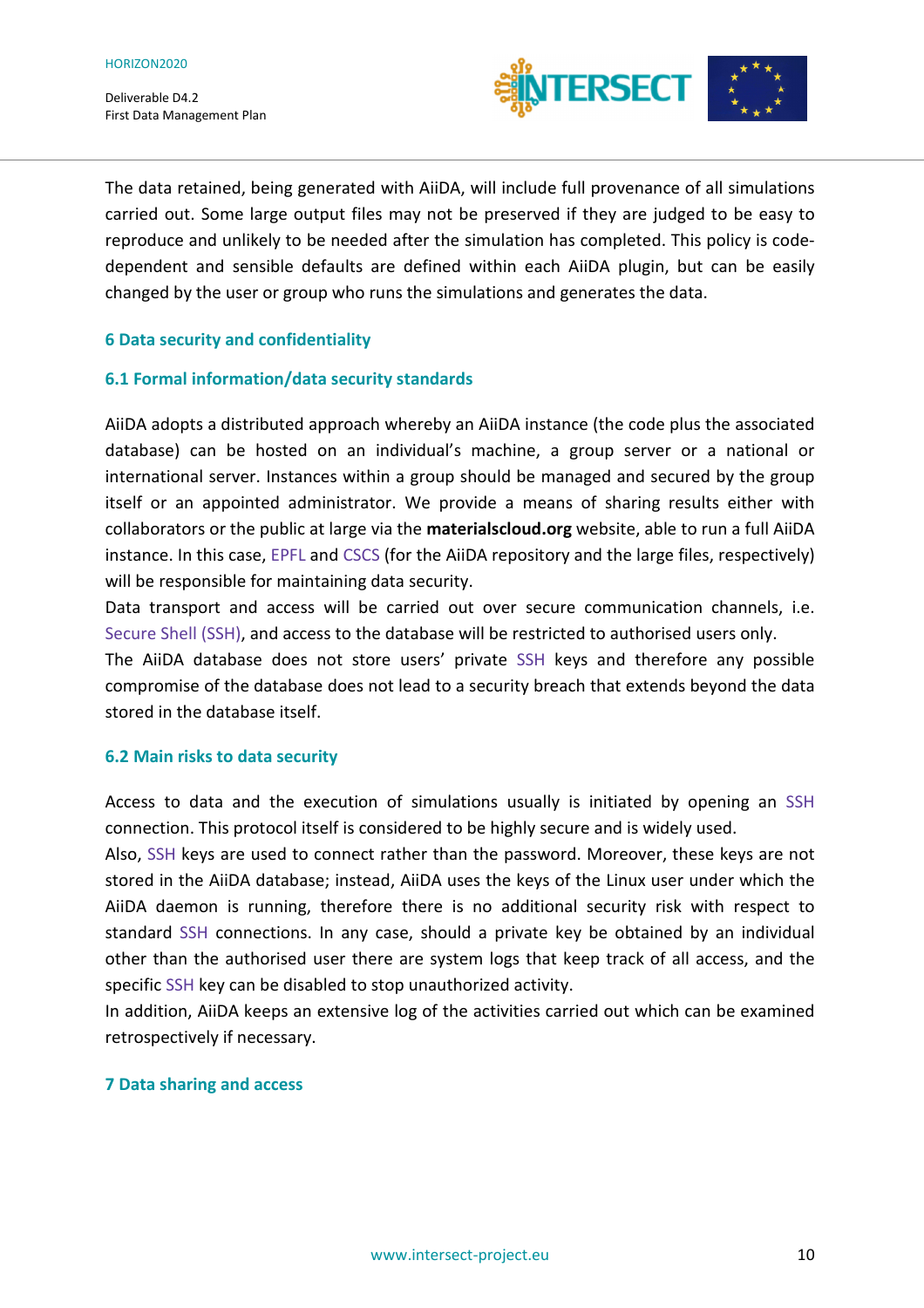The data retained, being generated with AiiDA, will include full provenance of all simulations carried out. Some large output files may not be preserved if they are judged to be easy to reproduce and unlikely to be needed after the simulation has completed. This policy is code-dependent and sensible defaults are defined within each AiiDA plugin, but can be easily changed by the user or group who runs the simulations and generates the data.

## 6 Data security and confidentiality

### 6.1 Formal information/data security standards

AiiDA adopts a distributed approach whereby an AiiDA instance (the code plus the associated database) can be hosted on an individual's machine, a group server or a national or international server. Instances within a group should be managed and secured by the group itself or an appointed administrator. We provide a means of sharing results either with collaborators or the public at large via the **materialscloud.org** website, able to run a full AiiDA instance. In this case, EPFL and CSCS (for the AiiDA repository and the large files, respectively) will be responsible for maintaining data security.

Data transport and access will be carried out over secure communication channels, i.e. Secure Shell (SSH), and access to the database will be restricted to authorised users only.

The AiiDA database does not store users' private SSH keys and therefore any possible compromise of the database does not lead to a security breach that extends beyond the data stored in the database itself.

### 6.2 Main risks to data security

Access to data and the execution of simulations usually is initiated by opening an SSH connection. This protocol itself is considered to be highly secure and is widely used.

Also, SSH keys are used to connect rather than the password. Moreover, these keys are not stored in the AiiDA database; instead, AiiDA uses the keys of the Linux user under which the AiiDA daemon is running, therefore there is no additional security risk with respect to standard SSH connections. In any case, should a private key be obtained by an individual other than the authorised user there are system logs that keep track of all access, and the specific SSH key can be disabled to stop unauthorized activity.

In addition, AiiDA keeps an extensive log of the activities carried out which can be examined retrospectively if necessary.

## 7 Data sharing and access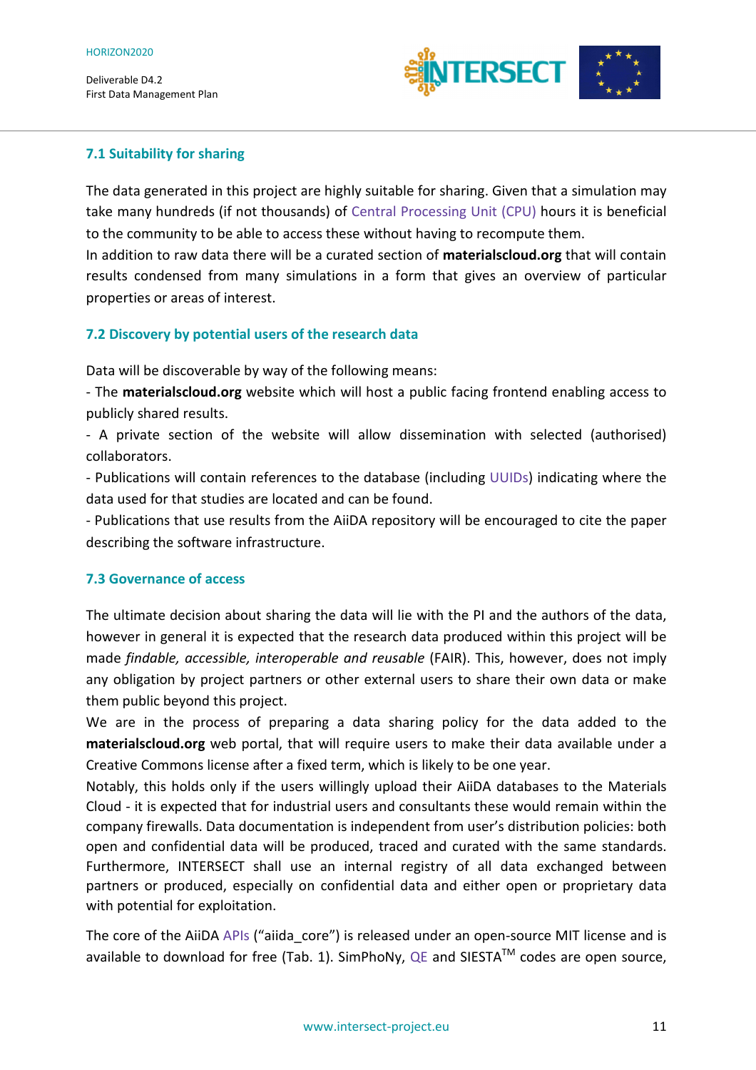### 7.1 Suitability for sharing

The data generated in this project are highly suitable for sharing. Given that a simulation may take many hundreds (if not thousands) of Central Processing Unit (CPU) hours it is beneficial to the community to be able to access these without having to recompute them.
In addition to raw data there will be a curated section of **materialscloud.org** that will contain results condensed from many simulations in a form that gives an overview of particular properties or areas of interest.

### 7.2 Discovery by potential users of the research data

Data will be discoverable by way of the following means:
- The **materialscloud.org** website which will host a public facing frontend enabling access to publicly shared results.
- A private section of the website will allow dissemination with selected (authorised) collaborators.
- Publications will contain references to the database (including UUIDs) indicating where the data used for that studies are located and can be found.
- Publications that use results from the AiiDA repository will be encouraged to cite the paper describing the software infrastructure.

### 7.3 Governance of access

The ultimate decision about sharing the data will lie with the PI and the authors of the data, however in general it is expected that the research data produced within this project will be made *findable, accessible, interoperable and reusable* (FAIR). This, however, does not imply any obligation by project partners or other external users to share their own data or make them public beyond this project.
We are in the process of preparing a data sharing policy for the data added to the **materialscloud.org** web portal, that will require users to make their data available under a Creative Commons license after a fixed term, which is likely to be one year.
Notably, this holds only if the users willingly upload their AiiDA databases to the Materials Cloud - it is expected that for industrial users and consultants these would remain within the company firewalls. Data documentation is independent from user's distribution policies: both open and confidential data will be produced, traced and curated with the same standards. Furthermore, INTERSECT shall use an internal registry of all data exchanged between partners or produced, especially on confidential data and either open or proprietary data with potential for exploitation.

The core of the AiiDA APIs ("aiida_core") is released under an open-source MIT license and is available to download for free (Tab. 1). SimPhoNy, QE and SIESTA™ codes are open source,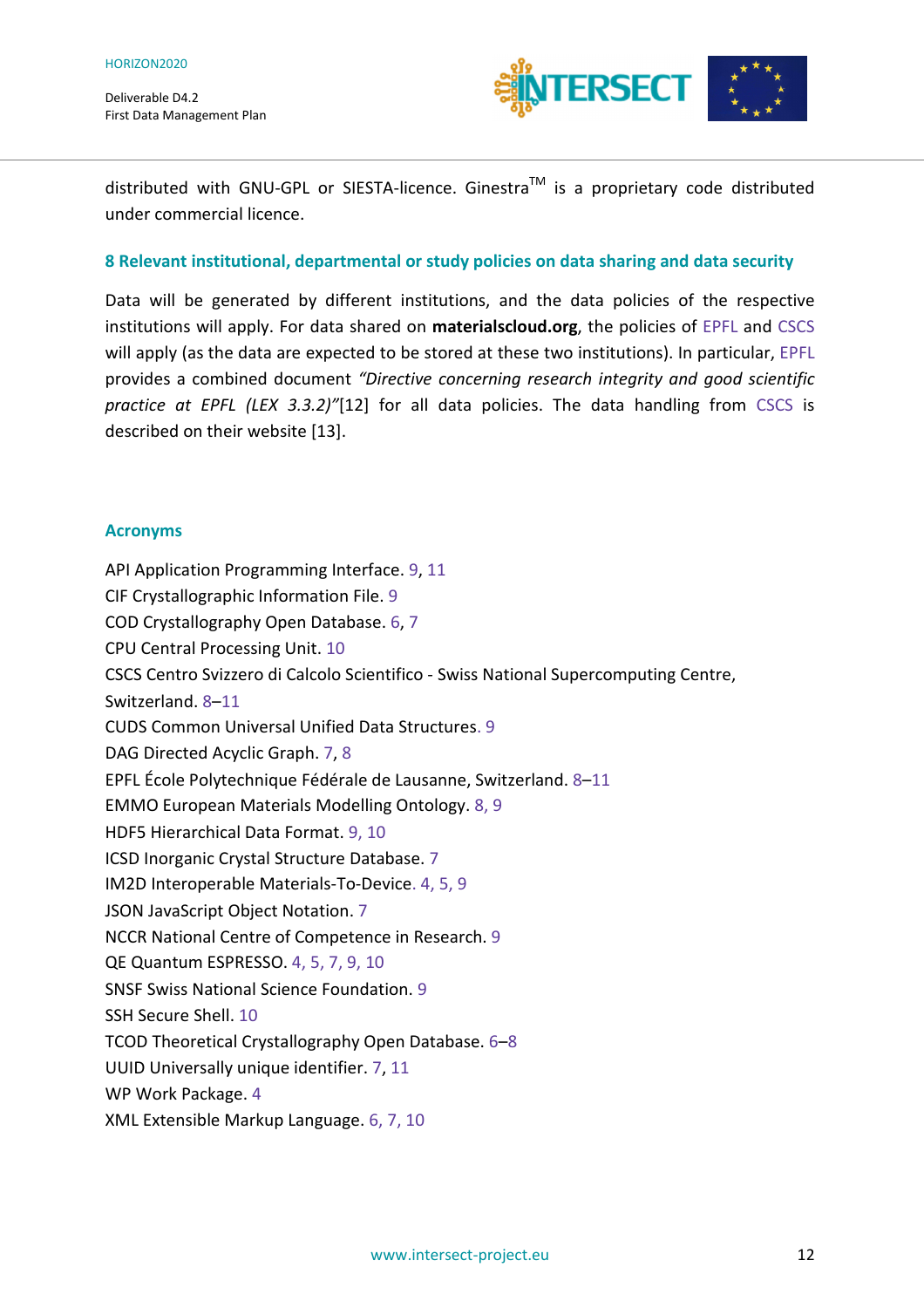distributed with GNU-GPL or SIESTA-licence. Ginestra™ is a proprietary code distributed under commercial licence.

## 8 Relevant institutional, departmental or study policies on data sharing and data security

Data will be generated by different institutions, and the data policies of the respective institutions will apply. For data shared on **materialscloud.org**, the policies of EPFL and CSCS will apply (as the data are expected to be stored at these two institutions). In particular, EPFL provides a combined document *"Directive concerning research integrity and good scientific practice at EPFL (LEX 3.3.2)"*[12] for all data policies. The data handling from CSCS is described on their website [13].

## Acronyms

API Application Programming Interface. 9, 11
CIF Crystallographic Information File. 9
COD Crystallography Open Database. 6, 7
CPU Central Processing Unit. 10
CSCS Centro Svizzero di Calcolo Scientifico - Swiss National Supercomputing Centre, Switzerland. 8–11
CUDS Common Universal Unified Data Structures. 9
DAG Directed Acyclic Graph. 7, 8
EPFL École Polytechnique Fédérale de Lausanne, Switzerland. 8–11
EMMO European Materials Modelling Ontology. 8, 9
HDF5 Hierarchical Data Format. 9, 10
ICSD Inorganic Crystal Structure Database. 7
IM2D Interoperable Materials-To-Device. 4, 5, 9
JSON JavaScript Object Notation. 7
NCCR National Centre of Competence in Research. 9
QE Quantum ESPRESSO. 4, 5, 7, 9, 10
SNSF Swiss National Science Foundation. 9
SSH Secure Shell. 10
TCOD Theoretical Crystallography Open Database. 6–8
UUID Universally unique identifier. 7, 11
WP Work Package. 4
XML Extensible Markup Language. 6, 7, 10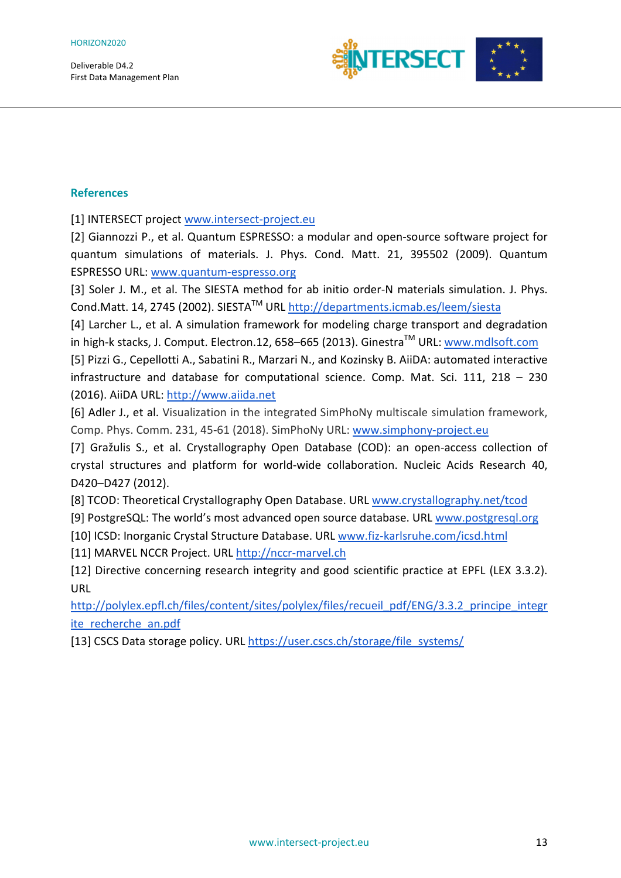### References

[1] INTERSECT project www.intersect-project.eu

[2] Giannozzi P., et al. Quantum ESPRESSO: a modular and open-source software project for quantum simulations of materials. J. Phys. Cond. Matt. 21, 395502 (2009). Quantum ESPRESSO URL: www.quantum-espresso.org

[3] Soler J. M., et al. The SIESTA method for ab initio order-N materials simulation. J. Phys. Cond.Matt. 14, 2745 (2002). SIESTA™ URL http://departments.icmab.es/leem/siesta

[4] Larcher L., et al. A simulation framework for modeling charge transport and degradation in high-k stacks, J. Comput. Electron.12, 658–665 (2013). Ginestra™ URL: www.mdlsoft.com

[5] Pizzi G., Cepellotti A., Sabatini R., Marzari N., and Kozinsky B. AiiDA: automated interactive infrastructure and database for computational science. Comp. Mat. Sci. 111, 218 – 230 (2016). AiiDA URL: http://www.aiida.net

[6] Adler J., et al. Visualization in the integrated SimPhoNy multiscale simulation framework, Comp. Phys. Comm. 231, 45-61 (2018). SimPhoNy URL: www.simphony-project.eu

[7] Gražulis S., et al. Crystallography Open Database (COD): an open-access collection of crystal structures and platform for world-wide collaboration. Nucleic Acids Research 40, D420–D427 (2012).

[8] TCOD: Theoretical Crystallography Open Database. URL www.crystallography.net/tcod

[9] PostgreSQL: The world's most advanced open source database. URL www.postgresql.org

[10] ICSD: Inorganic Crystal Structure Database. URL www.fiz-karlsruhe.com/icsd.html

[11] MARVEL NCCR Project. URL http://nccr-marvel.ch

[12] Directive concerning research integrity and good scientific practice at EPFL (LEX 3.3.2). URL http://polylex.epfl.ch/files/content/sites/polylex/files/recueil_pdf/ENG/3.3.2_principe_integrite_recherche_an.pdf

[13] CSCS Data storage policy. URL https://user.cscs.ch/storage/file_systems/